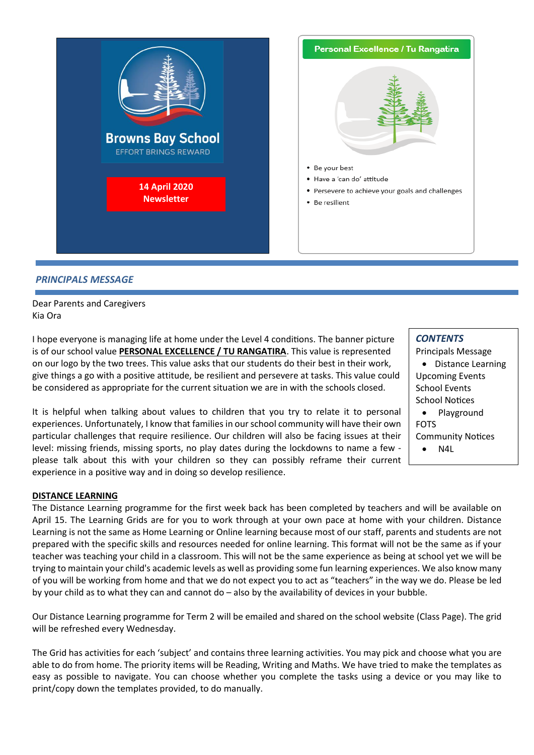**Browns Bay School**

EFFORT BRINGS REWARD

**14 April 2020**
**Newsletter**

**Personal Excellence / Tu Rangatira**

- Be your best
- Have a 'can do' attitude
- Persevere to achieve your goals and challenges
- Be resilient

## *PRINCIPALS MESSAGE*

Dear Parents and Caregivers
Kia Ora

I hope everyone is managing life at home under the Level 4 conditions. The banner picture is of our school value **PERSONAL EXCELLENCE / TU RANGATIRA**. This value is represented on our logo by the two trees. This value asks that our students do their best in their work, give things a go with a positive attitude, be resilient and persevere at tasks. This value could be considered as appropriate for the current situation we are in with the schools closed.

It is helpful when talking about values to children that you try to relate it to personal experiences. Unfortunately, I know that families in our school community will have their own particular challenges that require resilience. Our children will also be facing issues at their level: missing friends, missing sports, no play dates during the lockdowns to name a few - please talk about this with your children so they can possibly reframe their current experience in a positive way and in doing so develop resilience.

***CONTENTS***

Principals Message
- Distance Learning

Upcoming Events
School Events
School Notices
- Playground

FOTS
Community Notices
- N4L

### DISTANCE LEARNING

The Distance Learning programme for the first week back has been completed by teachers and will be available on April 15. The Learning Grids are for you to work through at your own pace at home with your children. Distance Learning is not the same as Home Learning or Online learning because most of our staff, parents and students are not prepared with the specific skills and resources needed for online learning. This format will not be the same as if your teacher was teaching your child in a classroom. This will not be the same experience as being at school yet we will be trying to maintain your child's academic levels as well as providing some fun learning experiences. We also know many of you will be working from home and that we do not expect you to act as "teachers" in the way we do. Please be led by your child as to what they can and cannot do – also by the availability of devices in your bubble.

Our Distance Learning programme for Term 2 will be emailed and shared on the school website (Class Page). The grid will be refreshed every Wednesday.

The Grid has activities for each 'subject' and contains three learning activities. You may pick and choose what you are able to do from home. The priority items will be Reading, Writing and Maths. We have tried to make the templates as easy as possible to navigate. You can choose whether you complete the tasks using a device or you may like to print/copy down the templates provided, to do manually.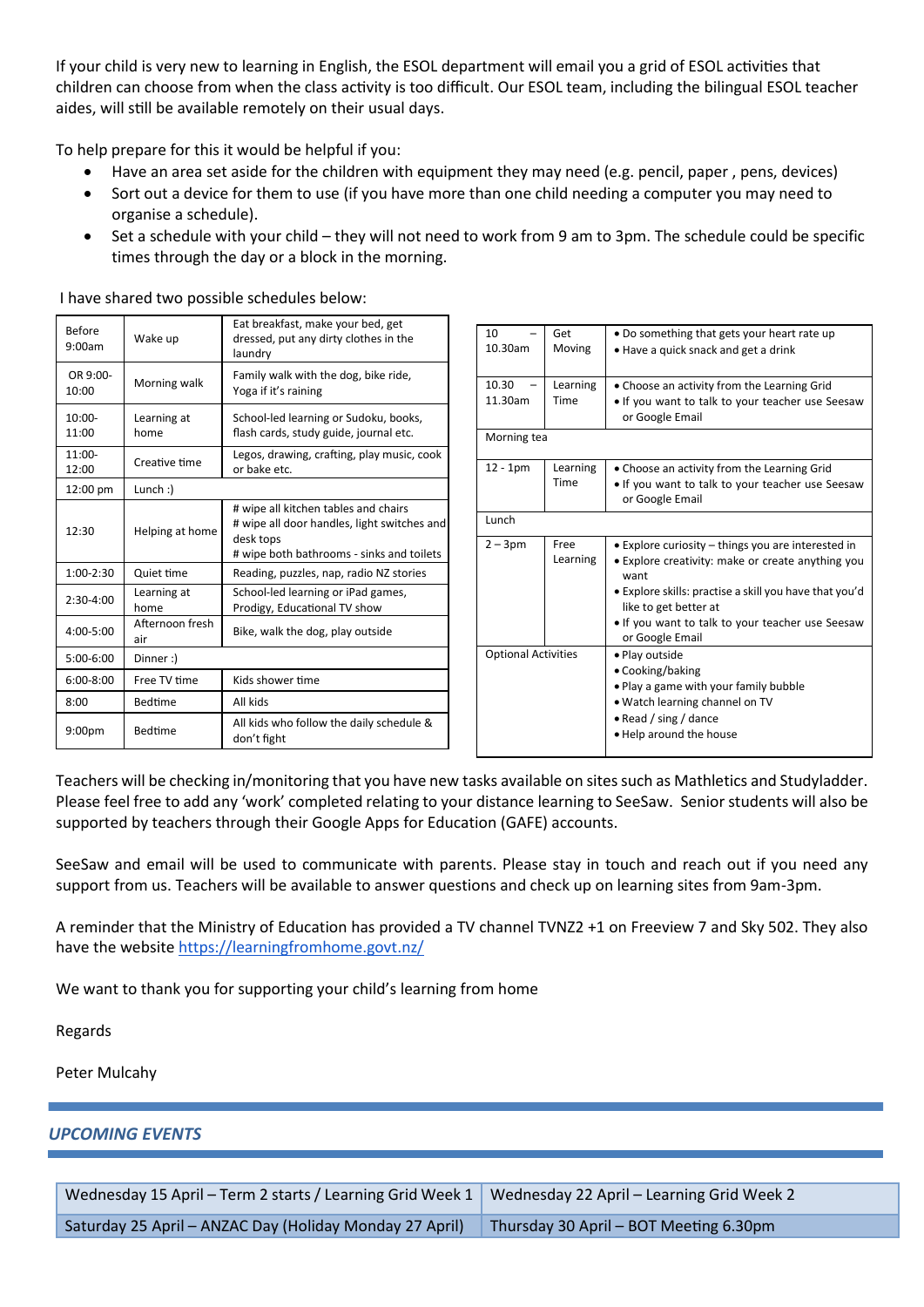If your child is very new to learning in English, the ESOL department will email you a grid of ESOL activities that children can choose from when the class activity is too difficult. Our ESOL team, including the bilingual ESOL teacher aides, will still be available remotely on their usual days.

To help prepare for this it would be helpful if you:

- Have an area set aside for the children with equipment they may need (e.g. pencil, paper , pens, devices)
- Sort out a device for them to use (if you have more than one child needing a computer you may need to organise a schedule).
- Set a schedule with your child – they will not need to work from 9 am to 3pm. The schedule could be specific times through the day or a block in the morning.

I have shared two possible schedules below:

| | | |
|---|---|---|
| Before 9:00am | Wake up | Eat breakfast, make your bed, get dressed, put any dirty clothes in the laundry |
| OR 9:00-10:00 | Morning walk | Family walk with the dog, bike ride, Yoga if it's raining |
| 10:00-11:00 | Learning at home | School-led learning or Sudoku, books, flash cards, study guide, journal etc. |
| 11:00-12:00 | Creative time | Legos, drawing, crafting, play music, cook or bake etc. |
| 12:00 pm | Lunch :) | |
| 12:30 | Helping at home | # wipe all kitchen tables and chairs<br># wipe all door handles, light switches and desk tops<br># wipe both bathrooms - sinks and toilets |
| 1:00-2:30 | Quiet time | Reading, puzzles, nap, radio NZ stories |
| 2:30-4:00 | Learning at home | School-led learning or iPad games, Prodigy, Educational TV show |
| 4:00-5:00 | Afternoon fresh air | Bike, walk the dog, play outside |
| 5:00-6:00 | Dinner :) | |
| 6:00-8:00 | Free TV time | Kids shower time |
| 8:00 | Bedtime | All kids |
| 9:00pm | Bedtime | All kids who follow the daily schedule & don't fight |

| | | |
|---|---|---|
| 10 – 10.30am | Get Moving | • Do something that gets your heart rate up<br>• Have a quick snack and get a drink |
| 10.30 – 11.30am | Learning Time | • Choose an activity from the Learning Grid<br>• If you want to talk to your teacher use Seesaw or Google Email |
| Morning tea | | |
| 12 - 1pm | Learning Time | • Choose an activity from the Learning Grid<br>• If you want to talk to your teacher use Seesaw or Google Email |
| Lunch | | |
| 2 – 3pm | Free Learning | • Explore curiosity – things you are interested in<br>• Explore creativity: make or create anything you want<br>• Explore skills: practise a skill you have that you'd like to get better at<br>• If you want to talk to your teacher use Seesaw or Google Email |
| Optional Activities | | • Play outside<br>• Cooking/baking<br>• Play a game with your family bubble<br>• Watch learning channel on TV<br>• Read / sing / dance<br>• Help around the house |

Teachers will be checking in/monitoring that you have new tasks available on sites such as Mathletics and Studyladder. Please feel free to add any 'work' completed relating to your distance learning to SeeSaw. Senior students will also be supported by teachers through their Google Apps for Education (GAFE) accounts.

SeeSaw and email will be used to communicate with parents. Please stay in touch and reach out if you need any support from us. Teachers will be available to answer questions and check up on learning sites from 9am-3pm.

A reminder that the Ministry of Education has provided a TV channel TVNZ2 +1 on Freeview 7 and Sky 502. They also have the website https://learningfromhome.govt.nz/

We want to thank you for supporting your child's learning from home

Regards

Peter Mulcahy

## *UPCOMING EVENTS*

| | |
|---|---|
| Wednesday 15 April – Term 2 starts / Learning Grid Week 1 | Wednesday 22 April – Learning Grid Week 2 |
| Saturday 25 April – ANZAC Day (Holiday Monday 27 April) | Thursday 30 April – BOT Meeting 6.30pm |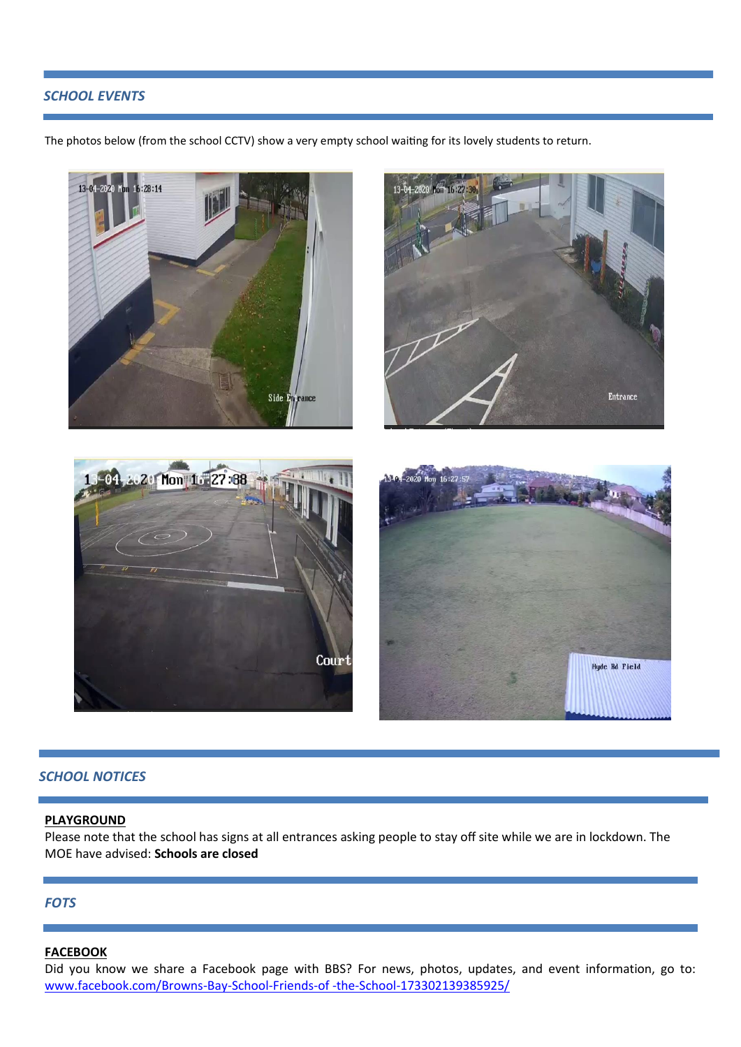## *SCHOOL EVENTS*

The photos below (from the school CCTV) show a very empty school waiting for its lovely students to return.

## *SCHOOL NOTICES*

**PLAYGROUND**

Please note that the school has signs at all entrances asking people to stay off site while we are in lockdown. The MOE have advised: **Schools are closed**

## *FOTS*

**FACEBOOK**

Did you know we share a Facebook page with BBS? For news, photos, updates, and event information, go to: www.facebook.com/Browns-Bay-School-Friends-of -the-School-173302139385925/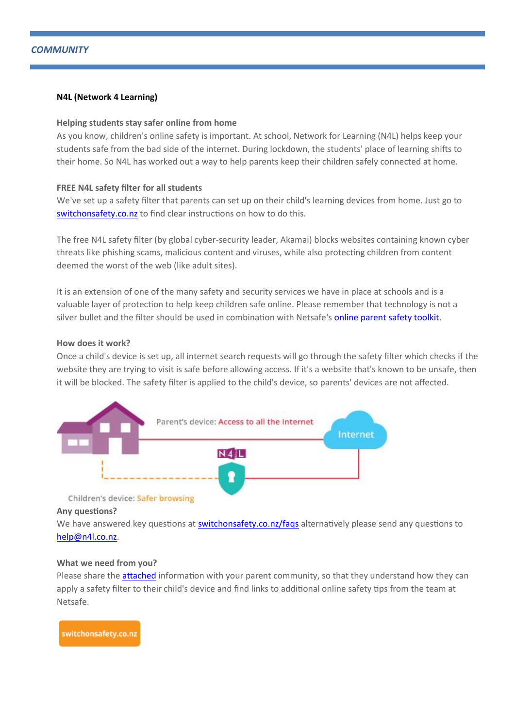## *COMMUNITY*

**N4L (Network 4 Learning)**

**Helping students stay safer online from home**

As you know, children's online safety is important. At school, Network for Learning (N4L) helps keep your students safe from the bad side of the internet. During lockdown, the students' place of learning shifts to their home. So N4L has worked out a way to help parents keep their children safely connected at home.

**FREE N4L safety filter for all students**

We've set up a safety filter that parents can set up on their child's learning devices from home. Just go to switchonsafety.co.nz to find clear instructions on how to do this.

The free N4L safety filter (by global cyber-security leader, Akamai) blocks websites containing known cyber threats like phishing scams, malicious content and viruses, while also protecting children from content deemed the worst of the web (like adult sites).

It is an extension of one of the many safety and security services we have in place at schools and is a valuable layer of protection to help keep children safe online. Please remember that technology is not a silver bullet and the filter should be used in combination with Netsafe's online parent safety toolkit.

**How does it work?**

Once a child's device is set up, all internet search requests will go through the safety filter which checks if the website they are trying to visit is safe before allowing access. If it's a website that's known to be unsafe, then it will be blocked. The safety filter is applied to the child's device, so parents' devices are not affected.

Parent's device: Access to all the Internet

Internet

N4L

Children's device: Safer browsing

**Any questions?**

We have answered key questions at switchonsafety.co.nz/faqs alternatively please send any questions to help@n4l.co.nz.

**What we need from you?**

Please share the attached information with your parent community, so that they understand how they can apply a safety filter to their child's device and find links to additional online safety tips from the team at Netsafe.

switchonsafety.co.nz